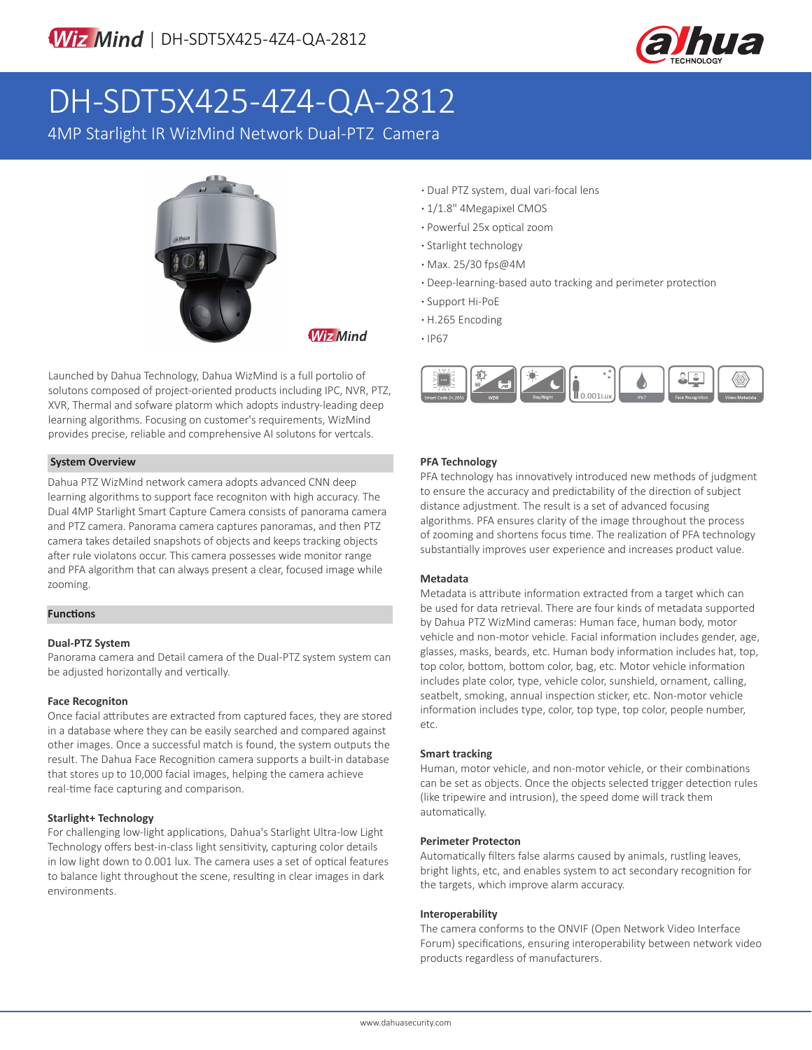# DH-SDT5X425-4Z4-QA-2812

4MP Starlight IR WizMind Network Dual-PTZ Camera

- Dual PTZ system, dual vari-focal lens
- 1/1.8" 4Megapixel CMOS
- Powerful 25x optical zoom
- Starlight technology
- Max. 25/30 fps@4M
- Deep-learning-based auto tracking and perimeter protection
- Support Hi-PoE
- H.265 Encoding
- IP67

Launched by Dahua Technology, Dahua WizMind is a full portolio of solutons composed of project-oriented products including IPC, NVR, PTZ, XVR, Thermal and sofware platorm which adopts industry-leading deep learning algorithms. Focusing on customer's requirements, WizMind provides precise, reliable and comprehensive AI solutons for vertcals.

## System Overview

Dahua PTZ WizMind network camera adopts advanced CNN deep learning algorithms to support face recogniton with high accuracy. The Dual 4MP Starlight Smart Capture Camera consists of panorama camera and PTZ camera. Panorama camera captures panoramas, and then PTZ camera takes detailed snapshots of objects and keeps tracking objects after rule violatons occur. This camera possesses wide monitor range and PFA algorithm that can always present a clear, focused image while zooming.

## Functions

### Dual-PTZ System

Panorama camera and Detail camera of the Dual-PTZ system system can be adjusted horizontally and vertically.

### Face Recogniton

Once facial attributes are extracted from captured faces, they are stored in a database where they can be easily searched and compared against other images. Once a successful match is found, the system outputs the result. The Dahua Face Recognition camera supports a built-in database that stores up to 10,000 facial images, helping the camera achieve real-time face capturing and comparison.

### Starlight+ Technology

For challenging low-light applications, Dahua's Starlight Ultra-low Light Technology offers best-in-class light sensitivity, capturing color details in low light down to 0.001 lux. The camera uses a set of optical features to balance light throughout the scene, resulting in clear images in dark environments.

### PFA Technology

PFA technology has innovatively introduced new methods of judgment to ensure the accuracy and predictability of the direction of subject distance adjustment. The result is a set of advanced focusing algorithms. PFA ensures clarity of the image throughout the process of zooming and shortens focus time. The realization of PFA technology substantially improves user experience and increases product value.

### Metadata

Metadata is attribute information extracted from a target which can be used for data retrieval. There are four kinds of metadata supported by Dahua PTZ WizMind cameras: Human face, human body, motor vehicle and non-motor vehicle. Facial information includes gender, age, glasses, masks, beards, etc. Human body information includes hat, top, top color, bottom, bottom color, bag, etc. Motor vehicle information includes plate color, type, vehicle color, sunshield, ornament, calling, seatbelt, smoking, annual inspection sticker, etc. Non-motor vehicle information includes type, color, top type, top color, people number, etc.

### Smart tracking

Human, motor vehicle, and non-motor vehicle, or their combinations can be set as objects. Once the objects selected trigger detection rules (like tripewire and intrusion), the speed dome will track them automatically.

### Perimeter Protecton

Automatically filters false alarms caused by animals, rustling leaves, bright lights, etc, and enables system to act secondary recognition for the targets, which improve alarm accuracy.

### Interoperability

The camera conforms to the ONVIF (Open Network Video Interface Forum) specifications, ensuring interoperability between network video products regardless of manufacturers.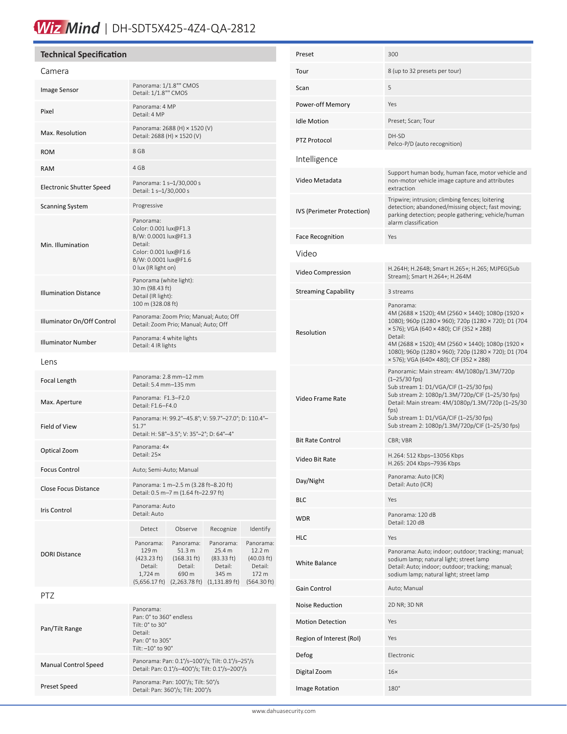# WizMind | DH-SDT5X425-4Z4-QA-2812

## Technical Specification

### Camera

| | |
|---|---|
| Image Sensor | Panorama: 1/1.8"" CMOS<br>Detail: 1/1.8"" CMOS |
| Pixel | Panorama: 4 MP<br>Detail: 4 MP |
| Max. Resolution | Panorama: 2688 (H) × 1520 (V)<br>Detail: 2688 (H) × 1520 (V) |
| ROM | 8 GB |
| RAM | 4 GB |
| Electronic Shutter Speed | Panorama: 1 s–1/30,000 s<br>Detail: 1 s–1/30,000 s |
| Scanning System | Progressive |
| Min. Illumination | Panorama:<br>Color: 0.001 lux@F1.3<br>B/W: 0.0001 lux@F1.3<br>Detail:<br>Color: 0.001 lux@F1.6<br>B/W: 0.0001 lux@F1.6<br>0 lux (IR light on) |
| Illumination Distance | Panorama (white light):<br>30 m (98.43 ft)<br>Detail (IR light):<br>100 m (328.08 ft) |
| Illuminator On/Off Control | Panorama: Zoom Prio; Manual; Auto; Off<br>Detail: Zoom Prio; Manual; Auto; Off |
| Illuminator Number | Panorama: 4 white lights<br>Detail: 4 IR lights |

### Lens

| | | | | |
|---|---|---|---|---|
| Focal Length | Panorama: 2.8 mm–12 mm<br>Detail: 5.4 mm–135 mm | | | |
| Max. Aperture | Panorama: F1.3–F2.0<br>Detail: F1.6–F4.0 | | | |
| Field of View | Panorama: H: 99.2°–45.8°; V: 59.7°–27.0°; D: 110.4°–51.7°<br>Detail: H: 58°–3.5°; V: 35°–2°; D: 64°–4° | | | |
| Optical Zoom | Panorama: 4×<br>Detail: 25× | | | |
| Focus Control | Auto; Semi-Auto; Manual | | | |
| Close Focus Distance | Panorama: 1 m–2.5 m (3.28 ft–8.20 ft)<br>Detail: 0.5 m–7 m (1.64 ft–22.97 ft) | | | |
| Iris Control | Panorama: Auto<br>Detail: Auto | | | |
| DORI Distance | Detect | Observe | Recognize | Identify |
| | Panorama: 129 m (423.23 ft)<br>Detail: 1,724 m (5,656.17 ft) | Panorama: 51.3 m (168.31 ft)<br>Detail: 690 m (2,263.78 ft) | Panorama: 25.4 m (83.33 ft)<br>Detail: 345 m (1,131.89 ft) | Panorama: 12.2 m (40.03 ft)<br>Detail: 172 m (564.30 ft) |

### PTZ

| | |
|---|---|
| Pan/Tilt Range | Panorama:<br>Pan: 0° to 360° endless<br>Tilt: 0° to 30°<br>Detail:<br>Pan: 0° to 305°<br>Tilt: –10° to 90° |
| Manual Control Speed | Panorama: Pan: 0.1°/s–100°/s; Tilt: 0.1°/s–25°/s<br>Detail: Pan: 0.1°/s–400°/s; Tilt: 0.1°/s–200°/s |
| Preset Speed | Panorama: Pan: 100°/s; Tilt: 50°/s<br>Detail: Pan: 360°/s; Tilt: 200°/s |
| Preset | 300 |
| Tour | 8 (up to 32 presets per tour) |
| Scan | 5 |
| Power-off Memory | Yes |
| Idle Motion | Preset; Scan; Tour |
| PTZ Protocol | DH-SD<br>Pelco-P/D (auto recognition) |

### Intelligence

| | |
|---|---|
| Video Metadata | Support human body, human face, motor vehicle and non-motor vehicle image capture and attributes extraction |
| IVS (Perimeter Protection) | Tripwire; intrusion; climbing fences; loitering detection; abandoned/missing object; fast moving; parking detection; people gathering; vehicle/human alarm classification |
| Face Recognition | Yes |

### Video

| | |
|---|---|
| Video Compression | H.264H; H.264B; Smart H.265+; H.265; MJPEG(Sub Stream); Smart H.264+; H.264M |
| Streaming Capability | 3 streams |
| Resolution | Panorama:<br>4M (2688 × 1520); 4M (2560 × 1440); 1080p (1920 × 1080); 960p (1280 × 960); 720p (1280 × 720); D1 (704 × 576); VGA (640 × 480); CIF (352 × 288)<br>Detail:<br>4M (2688 × 1520); 4M (2560 × 1440); 1080p (1920 × 1080); 960p (1280 × 960); 720p (1280 × 720); D1 (704 × 576); VGA (640× 480); CIF (352 × 288) |
| Video Frame Rate | Panoramic: Main stream: 4M/1080p/1.3M/720p (1–25/30 fps)<br>Sub stream 1: D1/VGA/CIF (1–25/30 fps)<br>Sub stream 2: 1080p/1.3M/720p/CIF (1–25/30 fps)<br>Detail: Main stream: 4M/1080p/1.3M/720p (1–25/30 fps)<br>Sub stream 1: D1/VGA/CIF (1–25/30 fps)<br>Sub stream 2: 1080p/1.3M/720p/CIF (1–25/30 fps) |
| Bit Rate Control | CBR; VBR |
| Video Bit Rate | H.264: 512 Kbps–13056 Kbps<br>H.265: 204 Kbps–7936 Kbps |
| Day/Night | Panorama: Auto (ICR)<br>Detail: Auto (ICR) |
| BLC | Yes |
| WDR | Panorama: 120 dB<br>Detail: 120 dB |
| HLC | Yes |
| White Balance | Panorama: Auto; indoor; outdoor; tracking; manual; sodium lamp; natural light; street lamp<br>Detail: Auto; indoor; outdoor; tracking; manual; sodium lamp; natural light; street lamp |
| Gain Control | Auto; Manual |
| Noise Reduction | 2D NR; 3D NR |
| Motion Detection | Yes |
| Region of Interest (RoI) | Yes |
| Defog | Electronic |
| Digital Zoom | 16× |
| Image Rotation | 180° |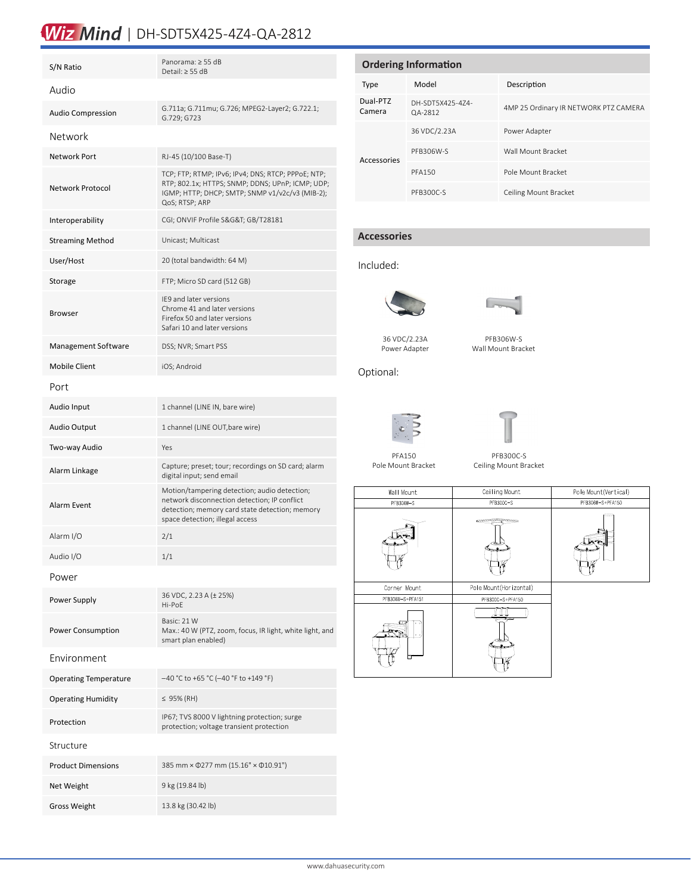# WizMind | DH-SDT5X425-4Z4-QA-2812

| | |
|---|---|
| S/N Ratio | Panorama: ≥ 55 dB<br>Detail: ≥ 55 dB |
| **Audio** | |
| Audio Compression | G.711a; G.711mu; G.726; MPEG2-Layer2; G.722.1; G.729; G723 |
| **Network** | |
| Network Port | RJ-45 (10/100 Base-T) |
| Network Protocol | TCP; FTP; RTMP; IPv6; IPv4; DNS; RTCP; PPPoE; NTP; RTP; 802.1x; HTTPS; SNMP; DDNS; UPnP; ICMP; UDP; IGMP; HTTP; DHCP; SMTP; SNMP v1/v2c/v3 (MIB-2); QoS; RTSP; ARP |
| Interoperability | CGI; ONVIF Profile S&G&T; GB/T28181 |
| Streaming Method | Unicast; Multicast |
| User/Host | 20 (total bandwidth: 64 M) |
| Storage | FTP; Micro SD card (512 GB) |
| Browser | IE9 and later versions<br>Chrome 41 and later versions<br>Firefox 50 and later versions<br>Safari 10 and later versions |
| Management Software | DSS; NVR; Smart PSS |
| Mobile Client | iOS; Android |
| **Port** | |
| Audio Input | 1 channel (LINE IN, bare wire) |
| Audio Output | 1 channel (LINE OUT,bare wire) |
| Two-way Audio | Yes |
| Alarm Linkage | Capture; preset; tour; recordings on SD card; alarm digital input; send email |
| Alarm Event | Motion/tampering detection; audio detection; network disconnection detection; IP conflict detection; memory card state detection; memory space detection; illegal access |
| Alarm I/O | 2/1 |
| Audio I/O | 1/1 |
| **Power** | |
| Power Supply | 36 VDC, 2.23 A (± 25%)<br>Hi-PoE |
| Power Consumption | Basic: 21 W<br>Max.: 40 W (PTZ, zoom, focus, IR light, white light, and smart plan enabled) |
| **Environment** | |
| Operating Temperature | –40 °C to +65 °C (–40 °F to +149 °F) |
| Operating Humidity | ≤ 95% (RH) |
| Protection | IP67; TVS 8000 V lightning protection; surge protection; voltage transient protection |
| **Structure** | |
| Product Dimensions | 385 mm × Φ277 mm (15.16" × Φ10.91") |
| Net Weight | 9 kg (19.84 lb) |
| Gross Weight | 13.8 kg (30.42 lb) |

## Ordering Information

| Type | Model | Description |
|---|---|---|
| Dual-PTZ Camera | DH-SDT5X425-4Z4-QA-2812 | 4MP 25 Ordinary IR NETWORK PTZ CAMERA |
| Accessories | 36 VDC/2.23A | Power Adapter |
| | PFB306W-S | Wall Mount Bracket |
| | PFA150 | Pole Mount Bracket |
| | PFB300C-S | Ceiling Mount Bracket |

## Accessories

Included:

36 VDC/2.23A
Power Adapter

PFB306W-S
Wall Mount Bracket

Optional:

PFA150
Pole Mount Bracket

PFB300C-S
Ceiling Mount Bracket

| Wall Mount | Ceiling Mount | Pole Mount(Vertical) |
|---|---|---|
| PFB306W-S | PFB300C-S | PFB306W-S+PFA150 |
| Corner Mount | Pole Mount(Horizontal) | |
| PFB306W-S+PFA151 | PFB300C-S+PFA150 | |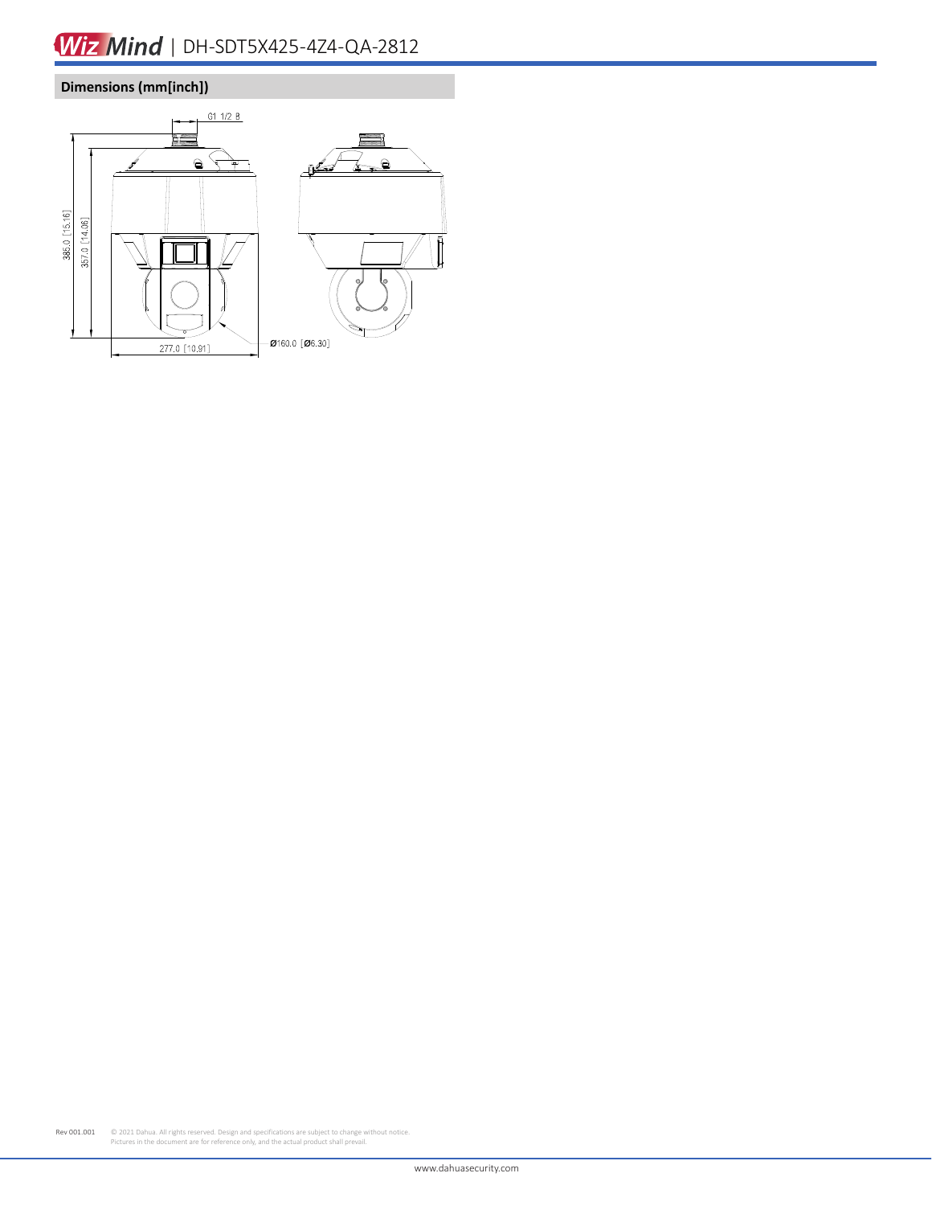## Dimensions (mm[inch])

G1 1/2 B

385.0 [15.16]

357.0 [14.06]

277.0 [10.91]

Ø160.0 [Ø6.30]

Rev 001.001 © 2021 Dahua. All rights reserved. Design and specifications are subject to change without notice.
Pictures in the document are for reference only, and the actual product shall prevail.